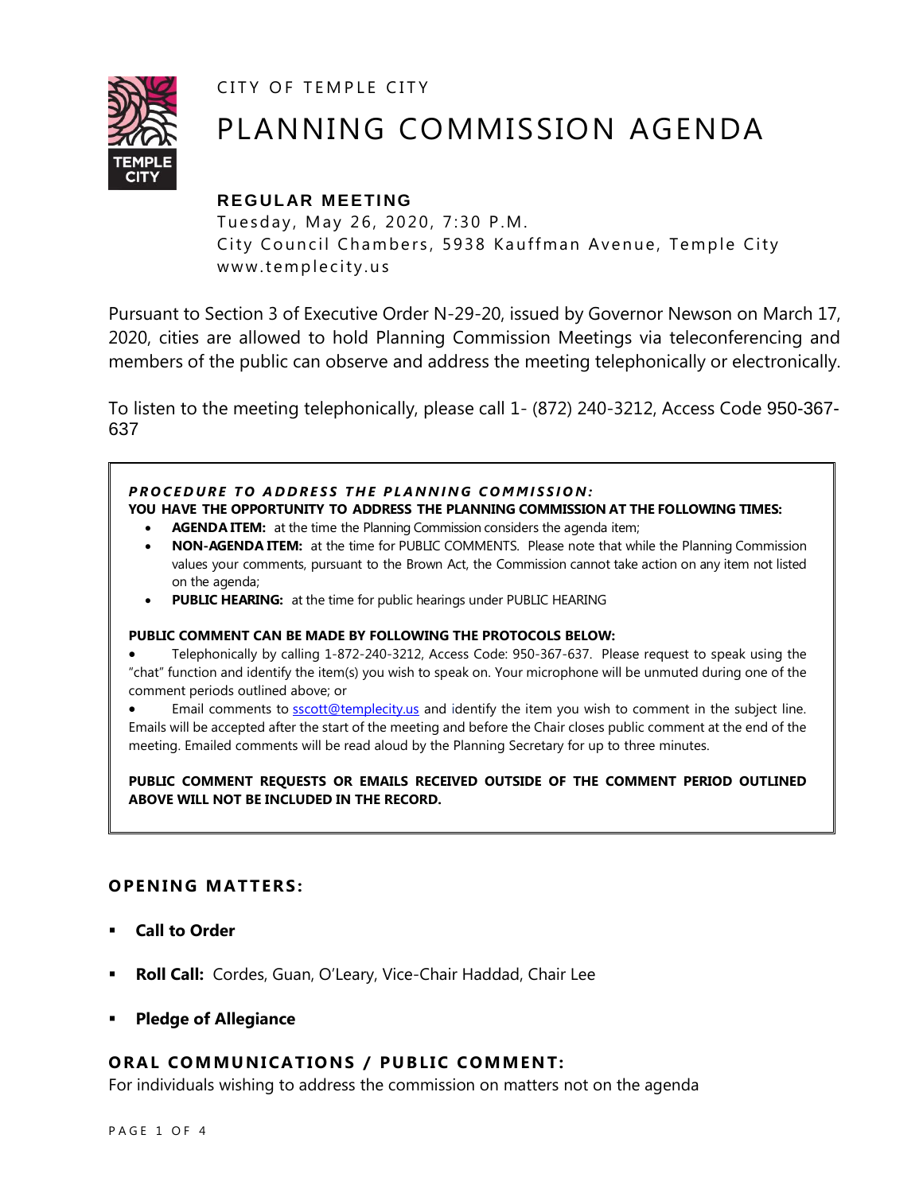CITY OF TEMPLE CITY

# PLANNING COMMISSION AGENDA

**REGULAR MEETING**

Tuesday, May 26, 2020, 7:30 P.M.
City Council Chambers, 5938 Kauffman Avenue, Temple City
www.templecity.us

Pursuant to Section 3 of Executive Order N-29-20, issued by Governor Newson on March 17, 2020, cities are allowed to hold Planning Commission Meetings via teleconferencing and members of the public can observe and address the meeting telephonically or electronically.

To listen to the meeting telephonically, please call 1- (872) 240-3212, Access Code 950-367-637

***PROCEDURE TO ADDRESS THE PLANNING COMMISSION:***

**YOU HAVE THE OPPORTUNITY TO ADDRESS THE PLANNING COMMISSION AT THE FOLLOWING TIMES:**

- **AGENDA ITEM:** at the time the Planning Commission considers the agenda item;
- **NON-AGENDA ITEM:** at the time for PUBLIC COMMENTS. Please note that while the Planning Commission values your comments, pursuant to the Brown Act, the Commission cannot take action on any item not listed on the agenda;
- **PUBLIC HEARING:** at the time for public hearings under PUBLIC HEARING

**PUBLIC COMMENT CAN BE MADE BY FOLLOWING THE PROTOCOLS BELOW:**

- Telephonically by calling 1-872-240-3212, Access Code: 950-367-637. Please request to speak using the "chat" function and identify the item(s) you wish to speak on. Your microphone will be unmuted during one of the comment periods outlined above; or
- Email comments to sscott@templecity.us and identify the item you wish to comment in the subject line. Emails will be accepted after the start of the meeting and before the Chair closes public comment at the end of the meeting. Emailed comments will be read aloud by the Planning Secretary for up to three minutes.

**PUBLIC COMMENT REQUESTS OR EMAILS RECEIVED OUTSIDE OF THE COMMENT PERIOD OUTLINED ABOVE WILL NOT BE INCLUDED IN THE RECORD.**

## OPENING MATTERS:

- **Call to Order**
- **Roll Call:** Cordes, Guan, O'Leary, Vice-Chair Haddad, Chair Lee
- **Pledge of Allegiance**

## ORAL COMMUNICATIONS / PUBLIC COMMENT:

For individuals wishing to address the commission on matters not on the agenda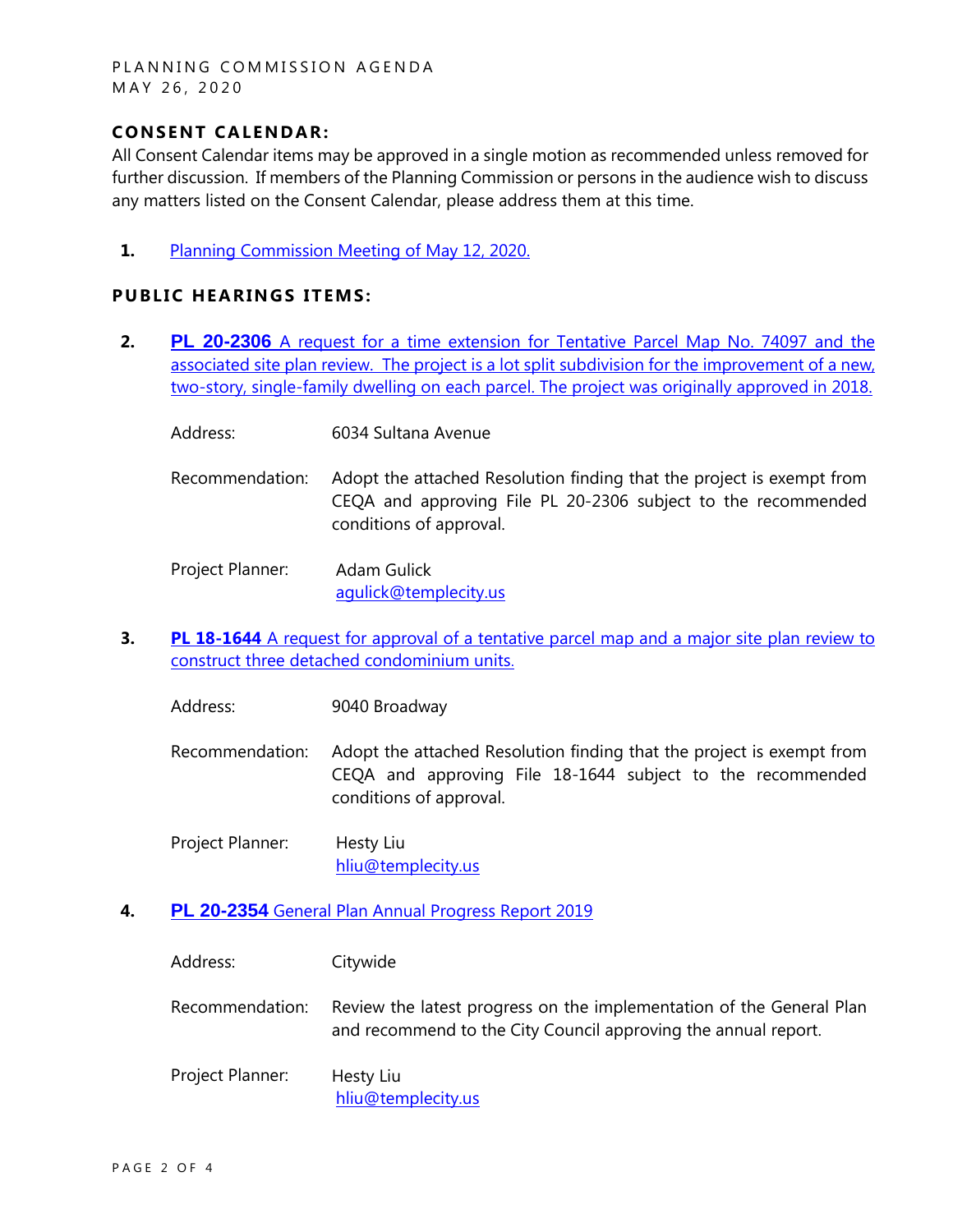## CONSENT CALENDAR:

All Consent Calendar items may be approved in a single motion as recommended unless removed for further discussion. If members of the Planning Commission or persons in the audience wish to discuss any matters listed on the Consent Calendar, please address them at this time.

1. Planning Commission Meeting of May 12, 2020.

## PUBLIC HEARINGS ITEMS:

2. **PL 20-2306** A request for a time extension for Tentative Parcel Map No. 74097 and the associated site plan review. The project is a lot split subdivision for the improvement of a new, two-story, single-family dwelling on each parcel. The project was originally approved in 2018.

   Address: 6034 Sultana Avenue

   Recommendation: Adopt the attached Resolution finding that the project is exempt from CEQA and approving File PL 20-2306 subject to the recommended conditions of approval.

   Project Planner: Adam Gulick
   agulick@templecity.us

3. **PL 18-1644** A request for approval of a tentative parcel map and a major site plan review to construct three detached condominium units.

   Address: 9040 Broadway

   Recommendation: Adopt the attached Resolution finding that the project is exempt from CEQA and approving File 18-1644 subject to the recommended conditions of approval.

   Project Planner: Hesty Liu
   hliu@templecity.us

4. **PL 20-2354** General Plan Annual Progress Report 2019

   Address: Citywide

   Recommendation: Review the latest progress on the implementation of the General Plan and recommend to the City Council approving the annual report.

   Project Planner: Hesty Liu
   hliu@templecity.us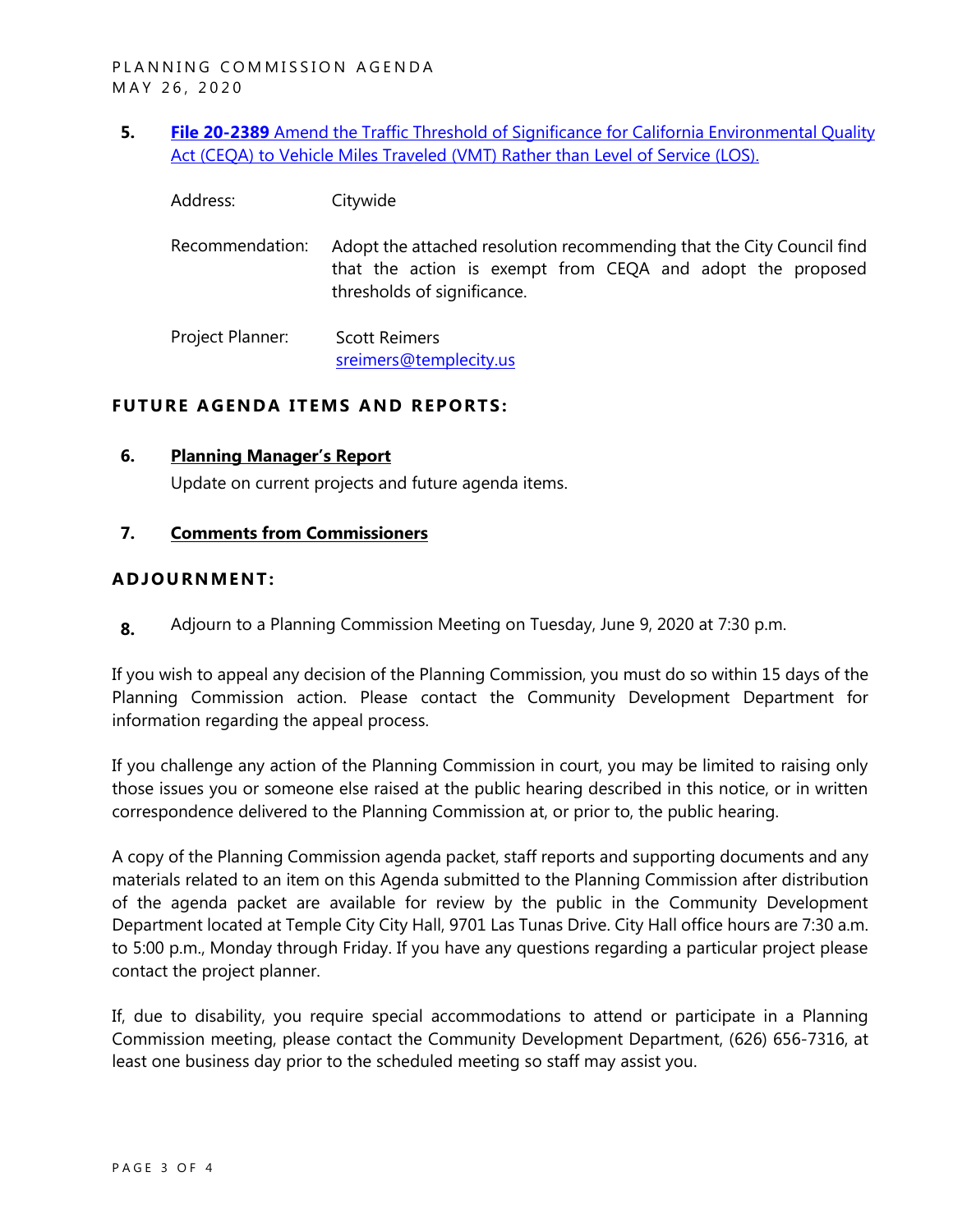**5.** **File 20-2389** Amend the Traffic Threshold of Significance for California Environmental Quality Act (CEQA) to Vehicle Miles Traveled (VMT) Rather than Level of Service (LOS).

Address: Citywide

Recommendation: Adopt the attached resolution recommending that the City Council find that the action is exempt from CEQA and adopt the proposed thresholds of significance.

Project Planner: Scott Reimers
sreimers@templecity.us

## FUTURE AGENDA ITEMS AND REPORTS:

**6.** **Planning Manager's Report**

Update on current projects and future agenda items.

**7.** **Comments from Commissioners**

## ADJOURNMENT:

**8.** Adjourn to a Planning Commission Meeting on Tuesday, June 9, 2020 at 7:30 p.m.

If you wish to appeal any decision of the Planning Commission, you must do so within 15 days of the Planning Commission action. Please contact the Community Development Department for information regarding the appeal process.

If you challenge any action of the Planning Commission in court, you may be limited to raising only those issues you or someone else raised at the public hearing described in this notice, or in written correspondence delivered to the Planning Commission at, or prior to, the public hearing.

A copy of the Planning Commission agenda packet, staff reports and supporting documents and any materials related to an item on this Agenda submitted to the Planning Commission after distribution of the agenda packet are available for review by the public in the Community Development Department located at Temple City City Hall, 9701 Las Tunas Drive. City Hall office hours are 7:30 a.m. to 5:00 p.m., Monday through Friday. If you have any questions regarding a particular project please contact the project planner.

If, due to disability, you require special accommodations to attend or participate in a Planning Commission meeting, please contact the Community Development Department, (626) 656-7316, at least one business day prior to the scheduled meeting so staff may assist you.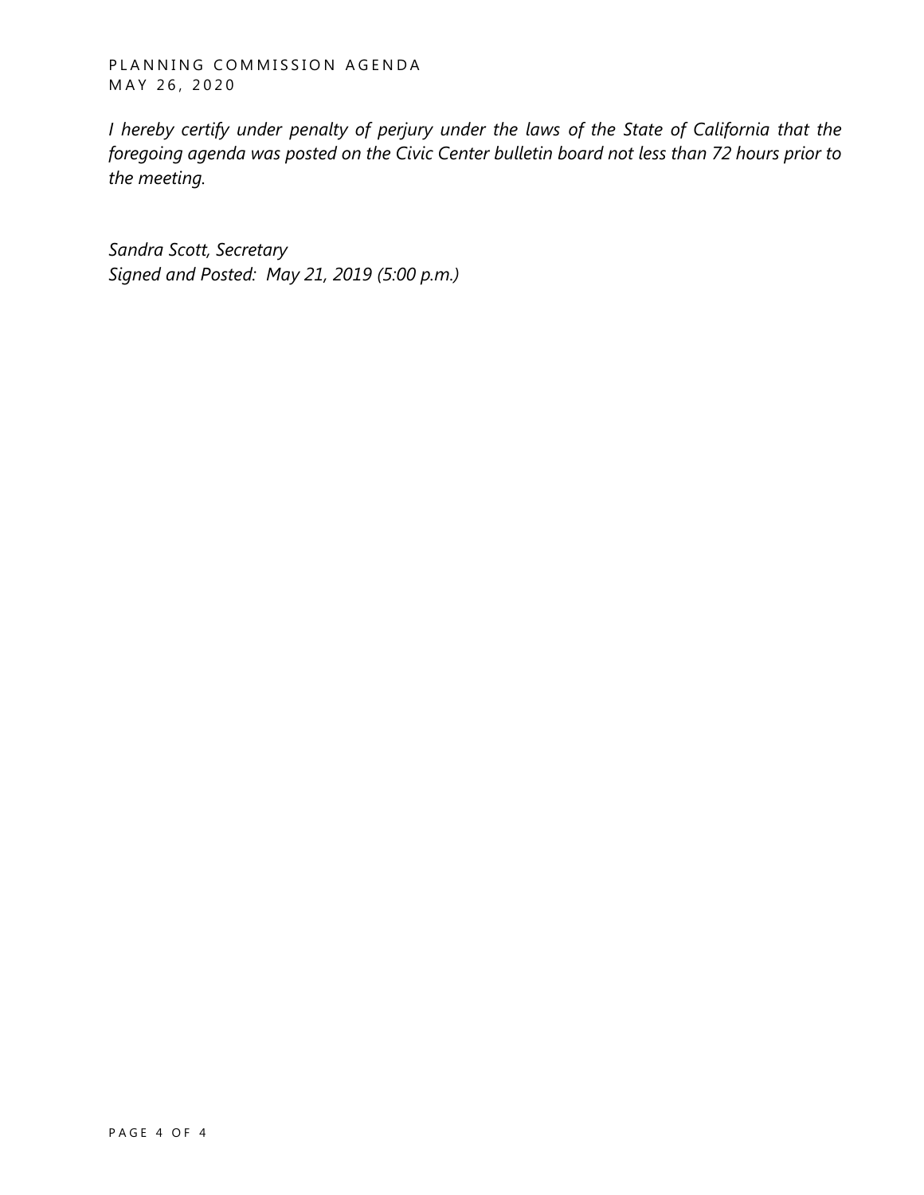*I hereby certify under penalty of perjury under the laws of the State of California that the foregoing agenda was posted on the Civic Center bulletin board not less than 72 hours prior to the meeting.*

*Sandra Scott, Secretary*
*Signed and Posted: May 21, 2019 (5:00 p.m.)*